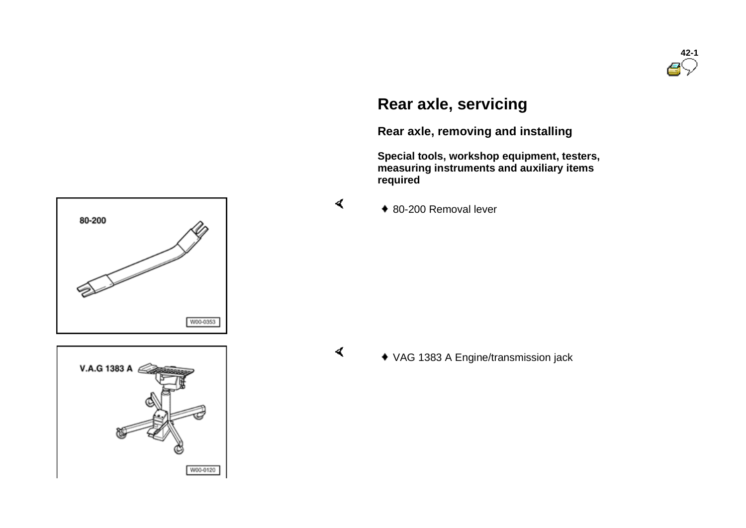# Rear axle, servicing

## Rear axle, removing and installing

### Special tools, workshop equipment, testers, measuring instruments and auxiliary items required

- 80-200 Removal lever
- VAG 1383 A Engine/transmission jack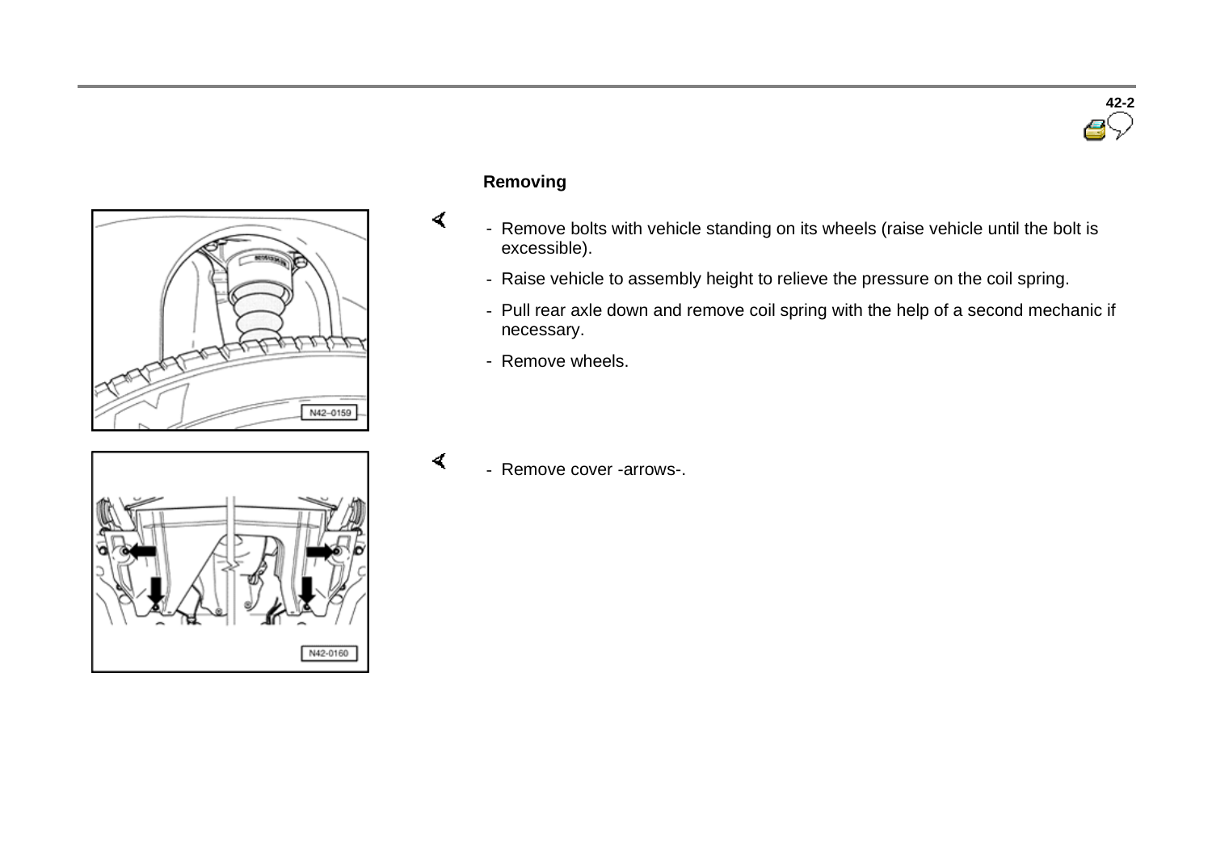## Removing

- Remove bolts with vehicle standing on its wheels (raise vehicle until the bolt is excessible).
- Raise vehicle to assembly height to relieve the pressure on the coil spring.
- Pull rear axle down and remove coil spring with the help of a second mechanic if necessary.
- Remove wheels.

N42-0159

- Remove cover -arrows-.

N42-0160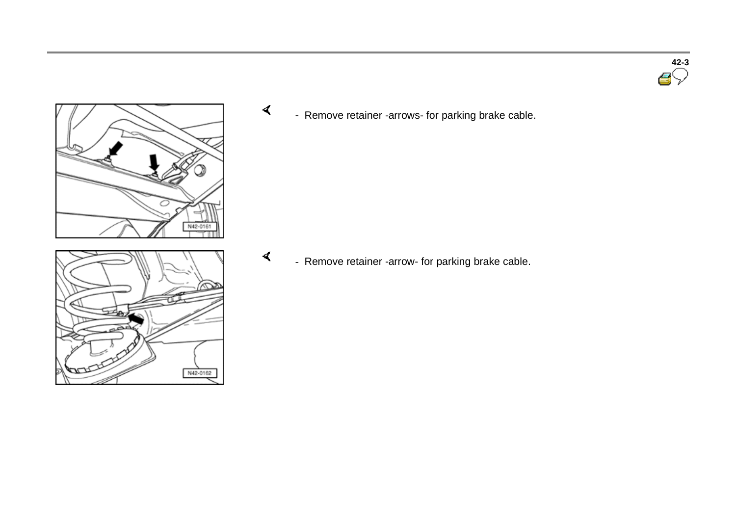- Remove retainer -arrows- for parking brake cable.

- Remove retainer -arrow- for parking brake cable.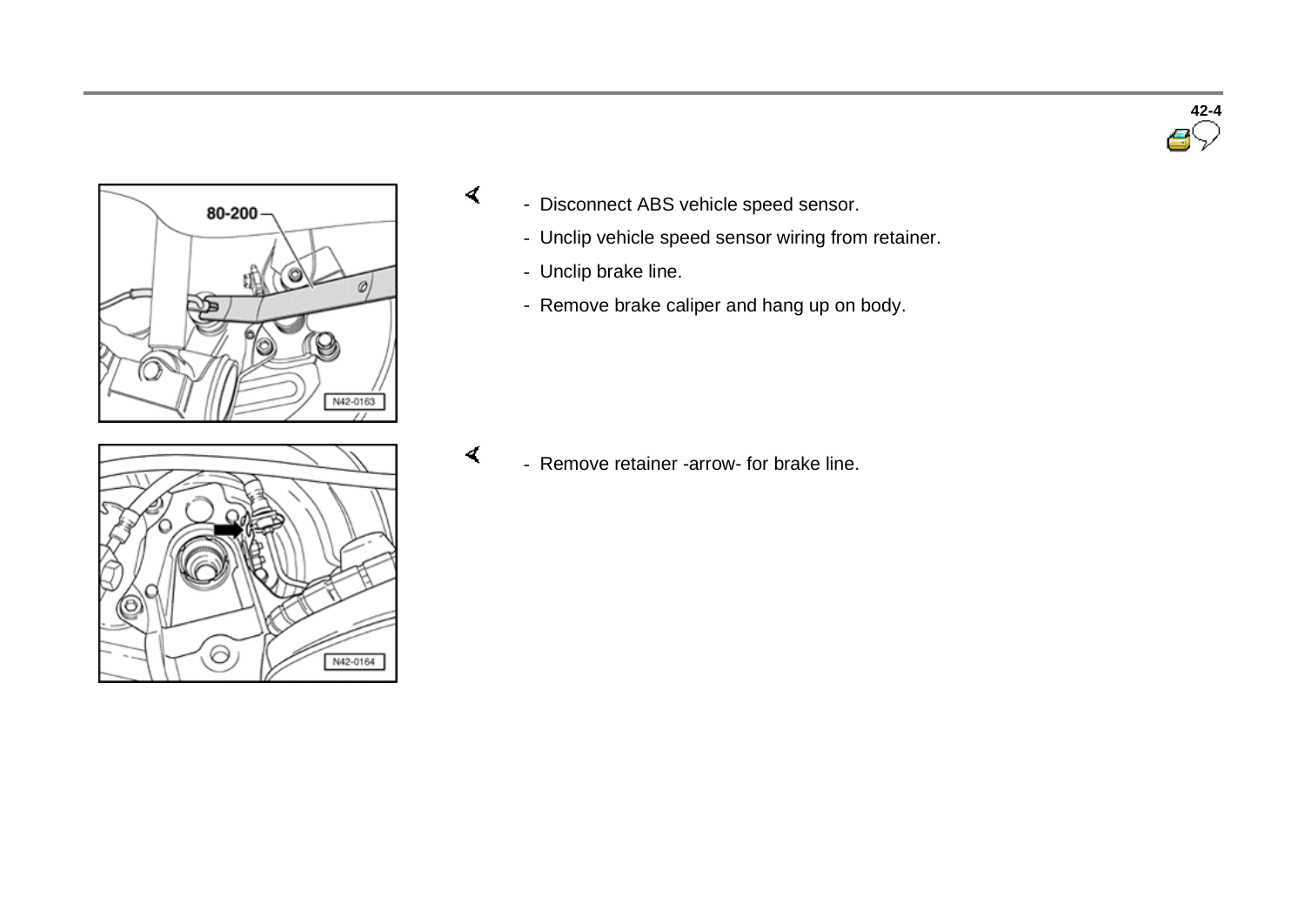- Disconnect ABS vehicle speed sensor.
- Unclip vehicle speed sensor wiring from retainer.
- Unclip brake line.
- Remove brake caliper and hang up on body.

- Remove retainer -arrow- for brake line.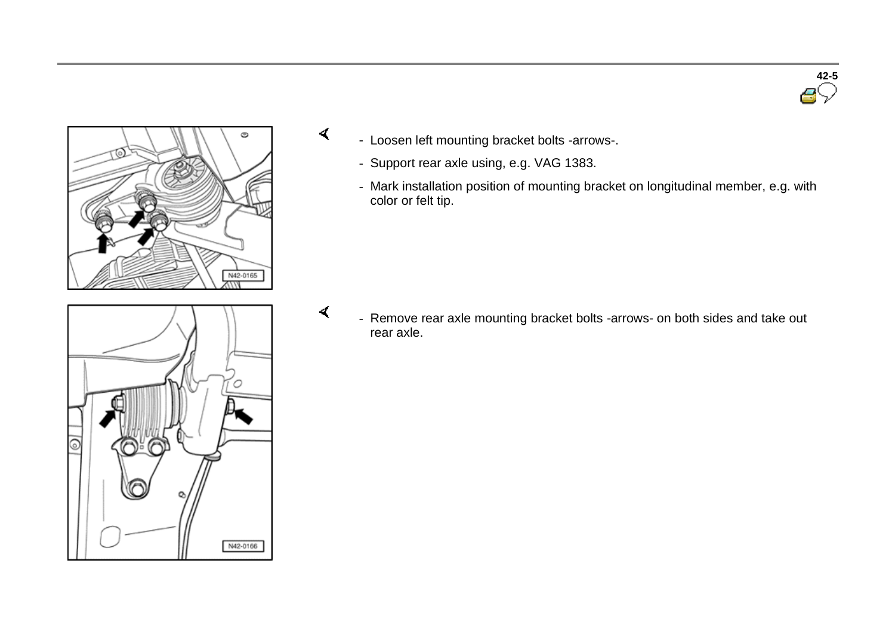- Loosen left mounting bracket bolts -arrows-.
- Support rear axle using, e.g. VAG 1383.
- Mark installation position of mounting bracket on longitudinal member, e.g. with color or felt tip.

- Remove rear axle mounting bracket bolts -arrows- on both sides and take out rear axle.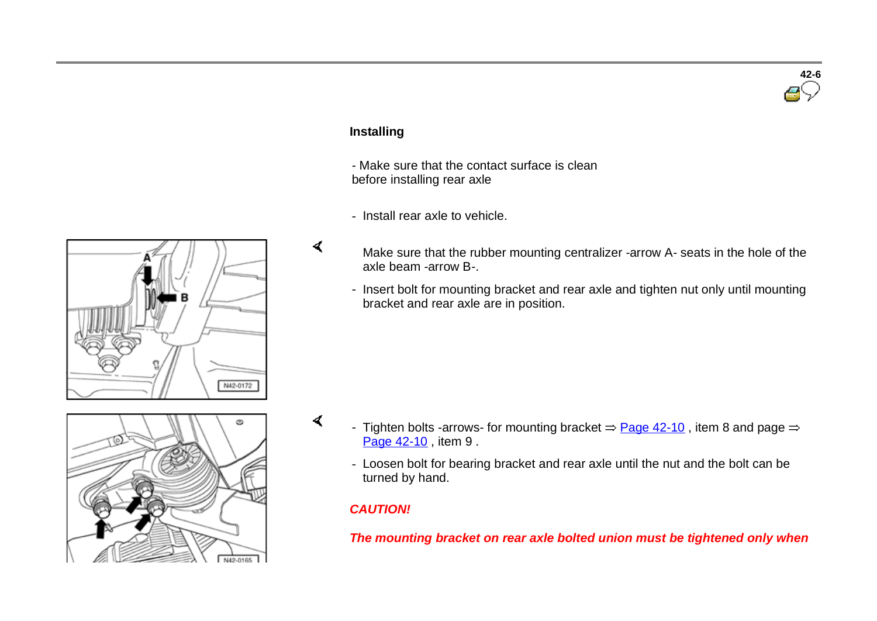**Installing**

- Make sure that the contact surface is clean before installing rear axle

- Install rear axle to vehicle.

Make sure that the rubber mounting centralizer -arrow A- seats in the hole of the axle beam -arrow B-.

- Insert bolt for mounting bracket and rear axle and tighten nut only until mounting bracket and rear axle are in position.

- Tighten bolts -arrows- for mounting bracket ⇒ Page 42-10 , item 8 and page ⇒ Page 42-10 , item 9 .
- Loosen bolt for bearing bracket and rear axle until the nut and the bolt can be turned by hand.

***CAUTION!***

***The mounting bracket on rear axle bolted union must be tightened only when***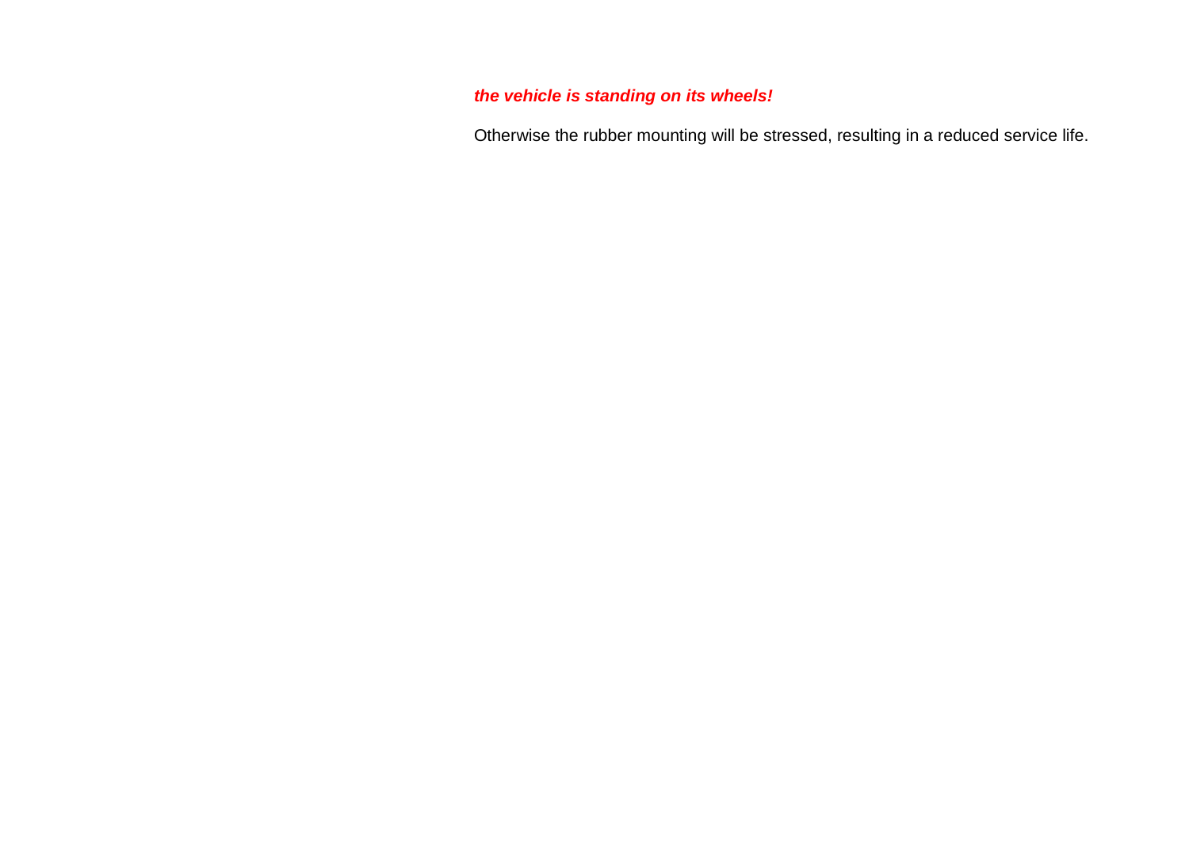***the vehicle is standing on its wheels!***

Otherwise the rubber mounting will be stressed, resulting in a reduced service life.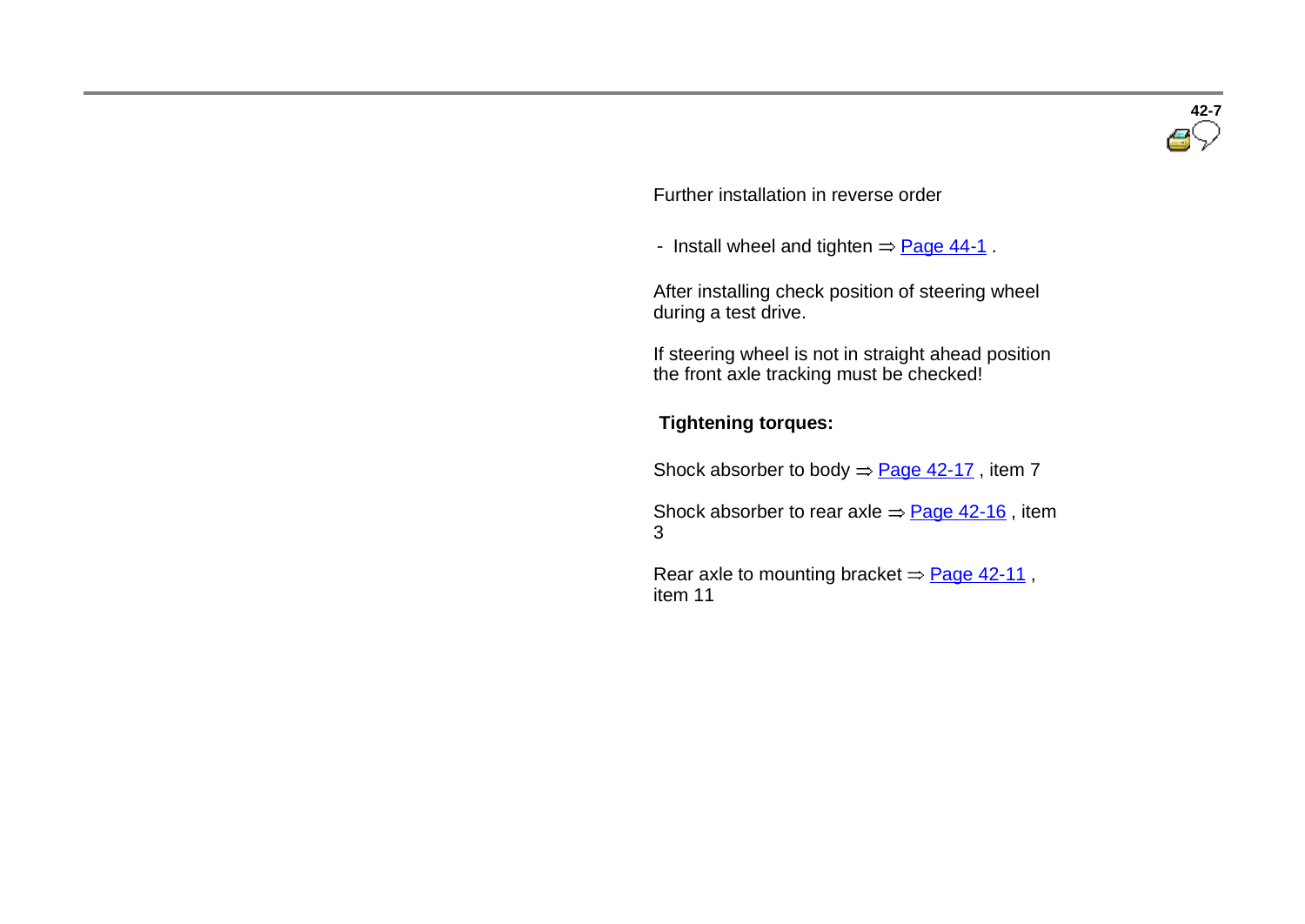Further installation in reverse order

- Install wheel and tighten ⇒ Page 44-1 .

After installing check position of steering wheel during a test drive.

If steering wheel is not in straight ahead position the front axle tracking must be checked!

**Tightening torques:**

Shock absorber to body ⇒ Page 42-17 , item 7

Shock absorber to rear axle ⇒ Page 42-16 , item 3

Rear axle to mounting bracket ⇒ Page 42-11 , item 11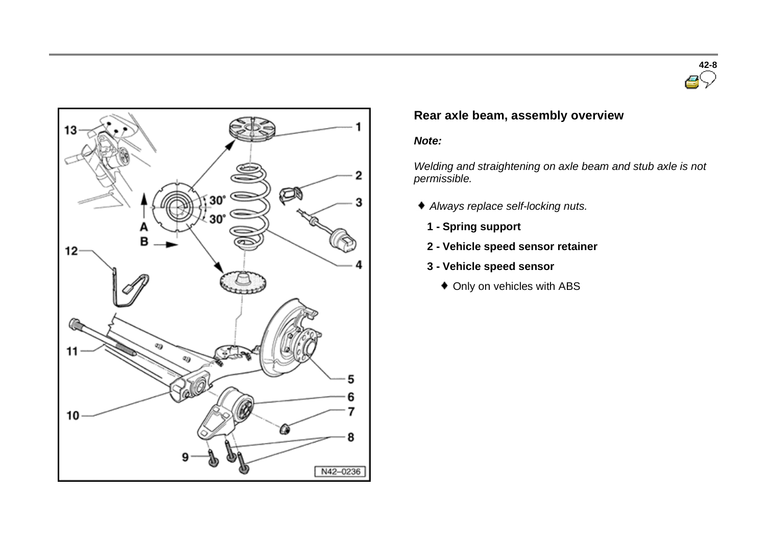## Rear axle beam, assembly overview

***Note:***

*Welding and straightening on axle beam and stub axle is not permissible.*

- *Always replace self-locking nuts.*

**1 - Spring support**

**2 - Vehicle speed sensor retainer**

**3 - Vehicle speed sensor**

- Only on vehicles with ABS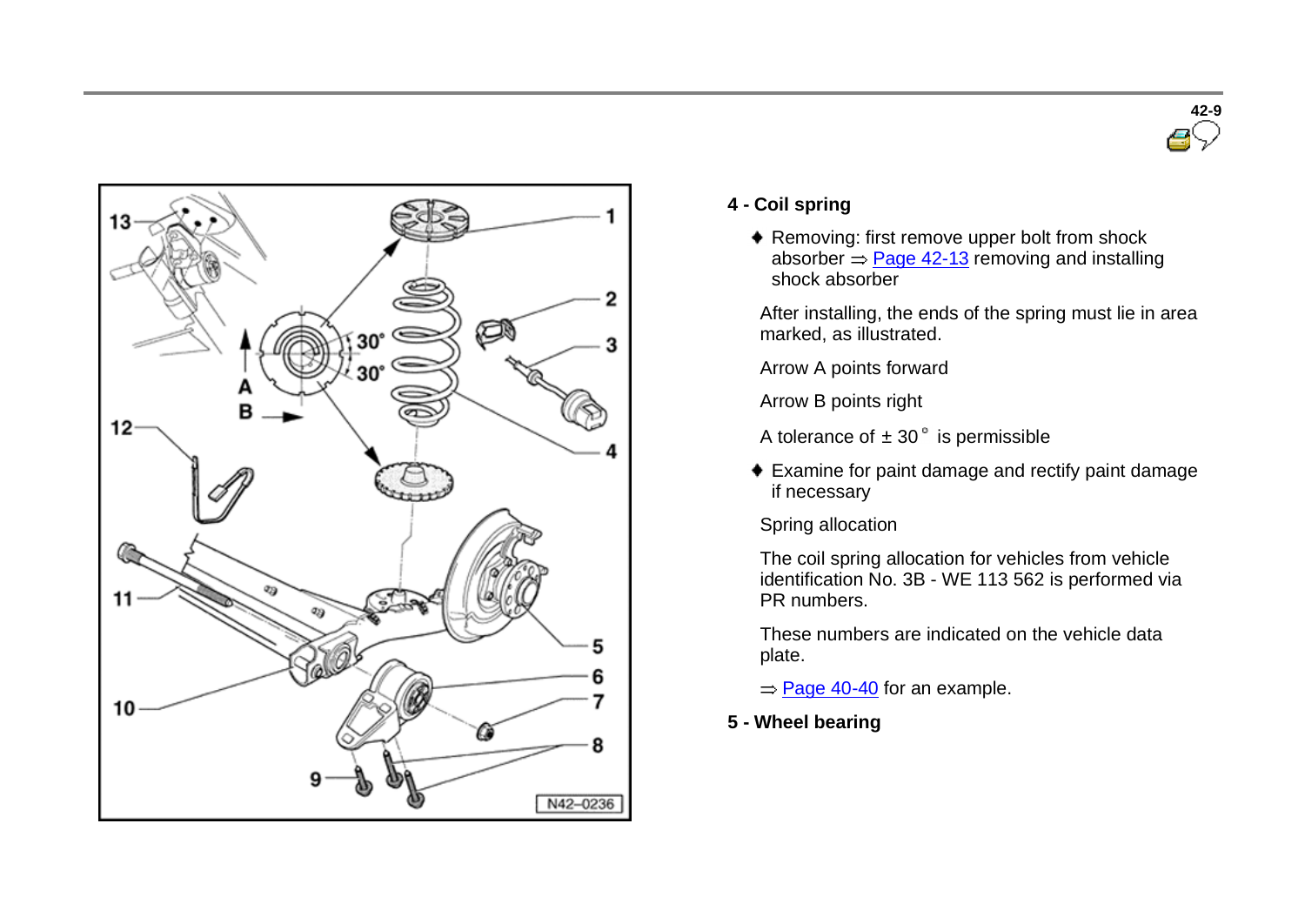**4 - Coil spring**

- Removing: first remove upper bolt from shock absorber ⇒ Page 42-13 removing and installing shock absorber

  After installing, the ends of the spring must lie in area marked, as illustrated.

  Arrow A points forward

  Arrow B points right

  A tolerance of ± 30° is permissible

- Examine for paint damage and rectify paint damage if necessary

  Spring allocation

  The coil spring allocation for vehicles from vehicle identification No. 3B - WE 113 562 is performed via PR numbers.

  These numbers are indicated on the vehicle data plate.

  ⇒ Page 40-40 for an example.

**5 - Wheel bearing**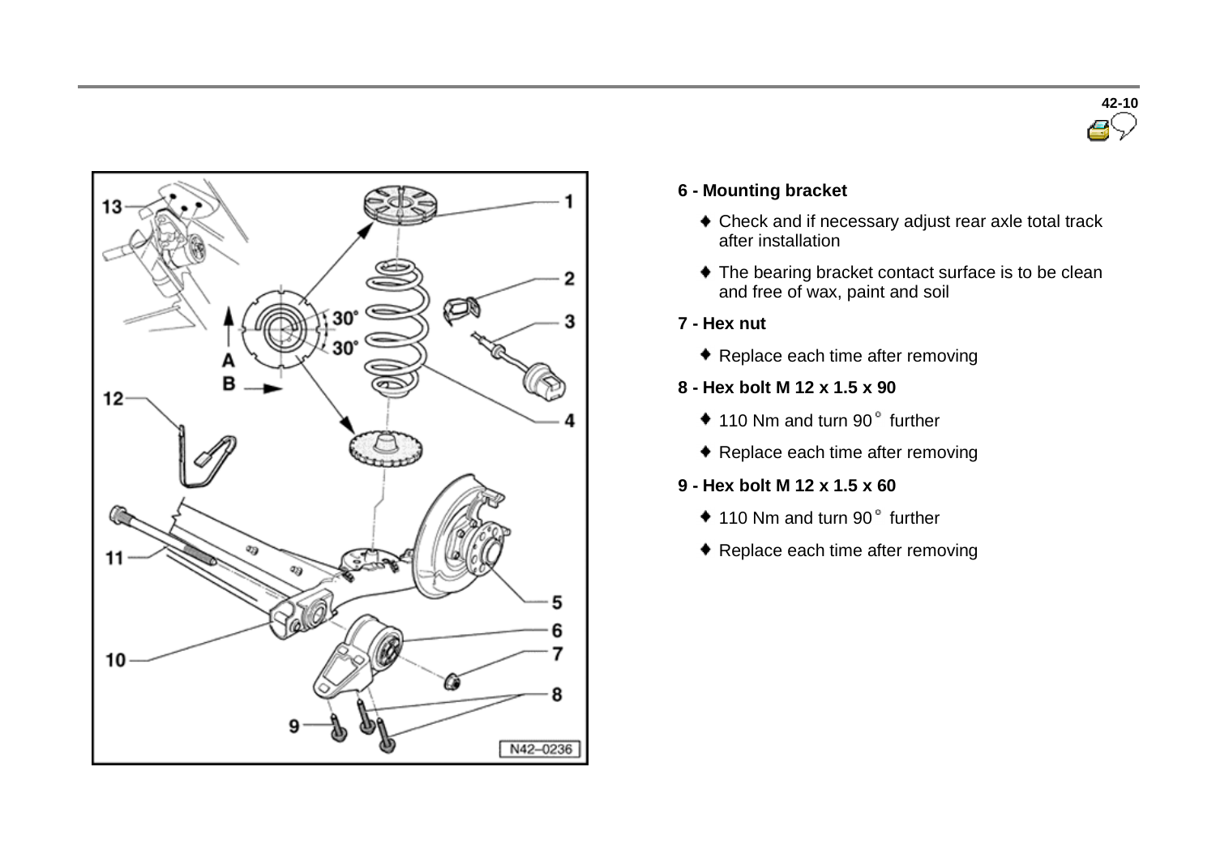**6 - Mounting bracket**

- Check and if necessary adjust rear axle total track after installation
- The bearing bracket contact surface is to be clean and free of wax, paint and soil

**7 - Hex nut**

- Replace each time after removing

**8 - Hex bolt M 12 x 1.5 x 90**

- 110 Nm and turn 90° further
- Replace each time after removing

**9 - Hex bolt M 12 x 1.5 x 60**

- 110 Nm and turn 90° further
- Replace each time after removing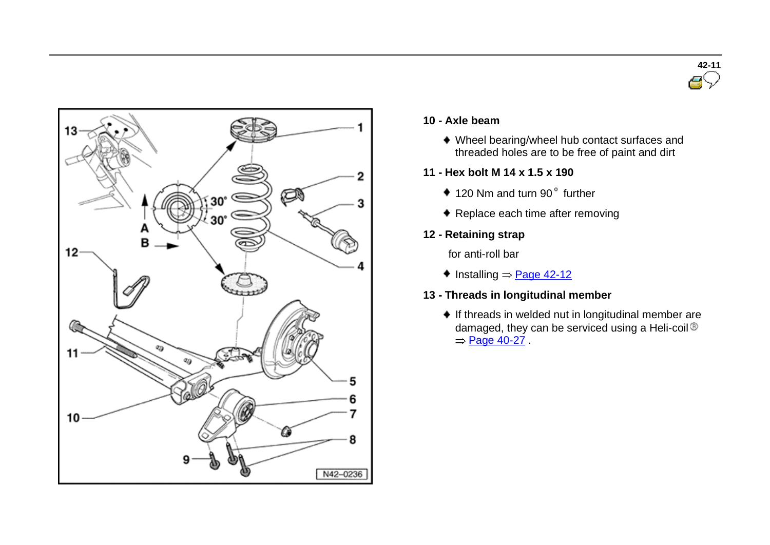**10 - Axle beam**

- Wheel bearing/wheel hub contact surfaces and threaded holes are to be free of paint and dirt

**11 - Hex bolt M 14 x 1.5 x 190**

- 120 Nm and turn 90° further
- Replace each time after removing

**12 - Retaining strap**

for anti-roll bar

- Installing ⇒ Page 42-12

**13 - Threads in longitudinal member**

- If threads in welded nut in longitudinal member are damaged, they can be serviced using a Heli-coil® ⇒ Page 40-27 .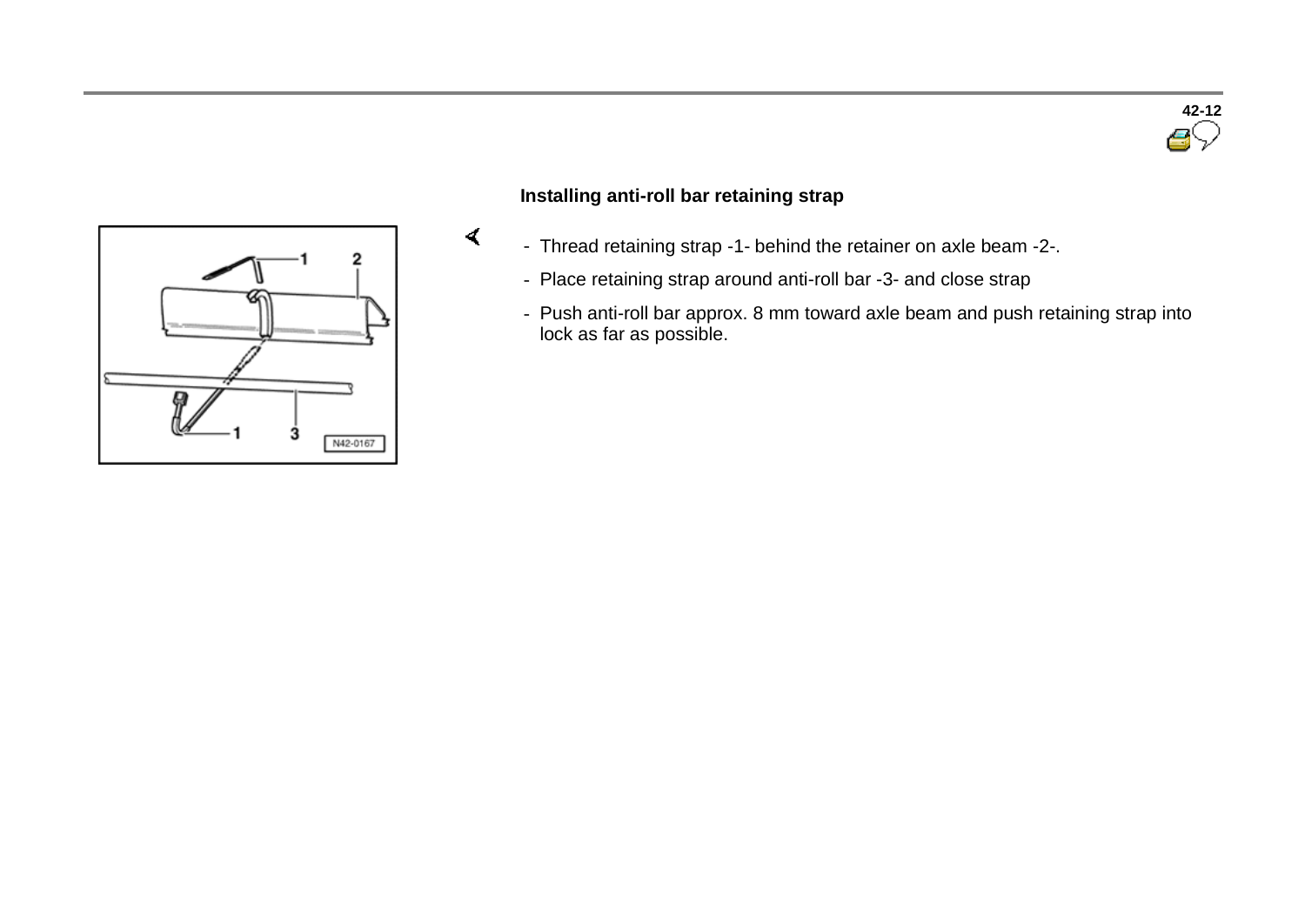### Installing anti-roll bar retaining strap

- Thread retaining strap -1- behind the retainer on axle beam -2-.
- Place retaining strap around anti-roll bar -3- and close strap
- Push anti-roll bar approx. 8 mm toward axle beam and push retaining strap into lock as far as possible.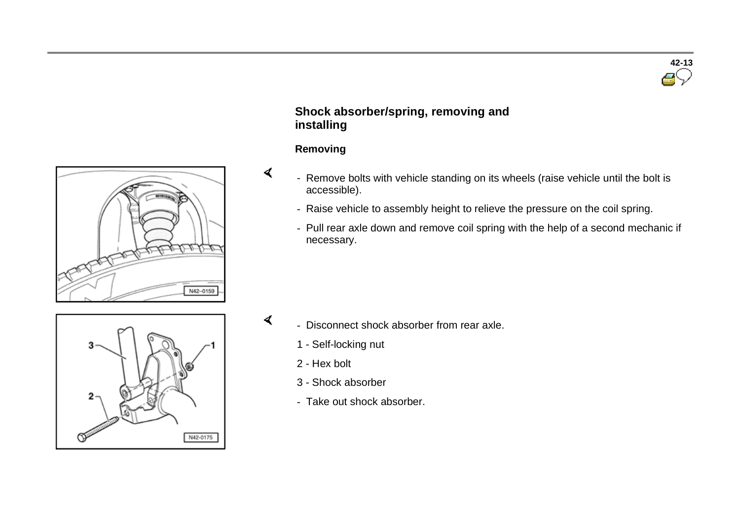## Shock absorber/spring, removing and installing

### Removing

- Remove bolts with vehicle standing on its wheels (raise vehicle until the bolt is accessible).
- Raise vehicle to assembly height to relieve the pressure on the coil spring.
- Pull rear axle down and remove coil spring with the help of a second mechanic if necessary.

N42-0159

- Disconnect shock absorber from rear axle.

1 - Self-locking nut

2 - Hex bolt

3 - Shock absorber

- Take out shock absorber.

N42-0175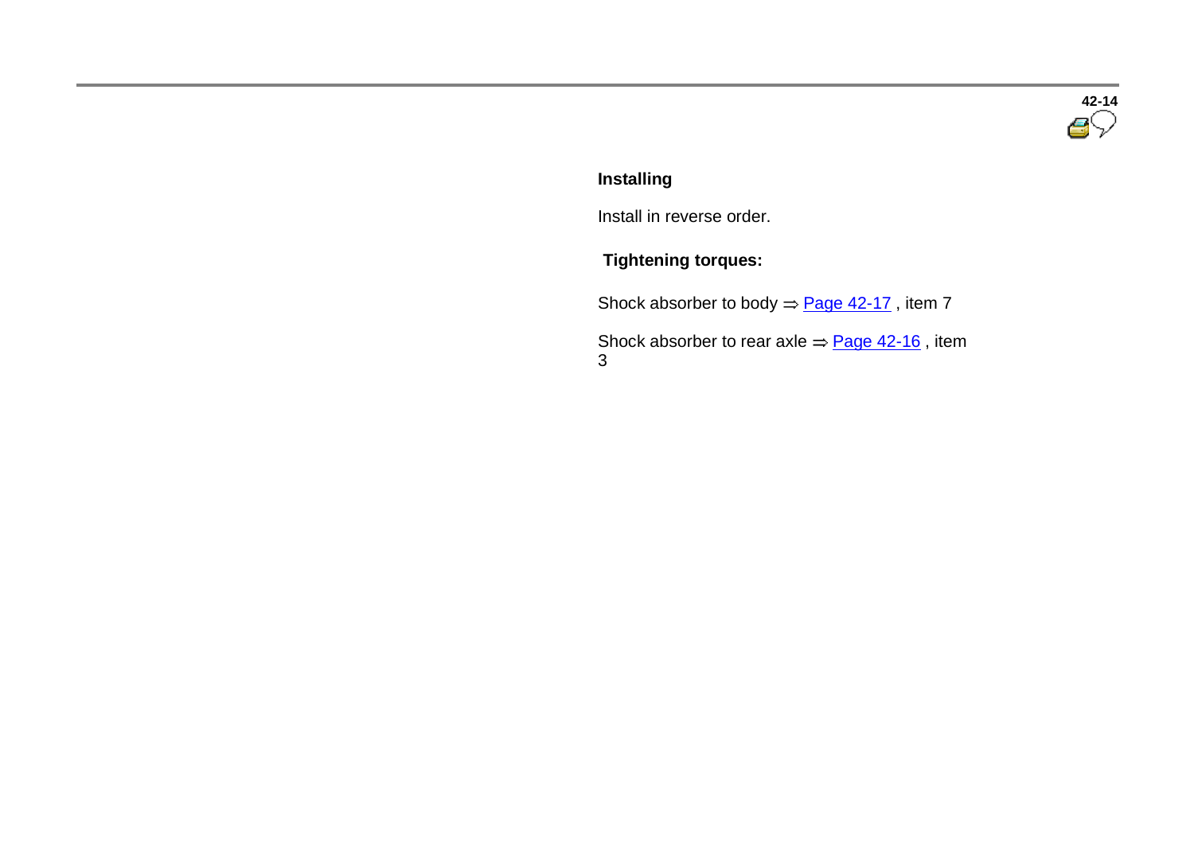**Installing**

Install in reverse order.

**Tightening torques:**

Shock absorber to body ⇒ Page 42-17 , item 7

Shock absorber to rear axle ⇒ Page 42-16 , item 3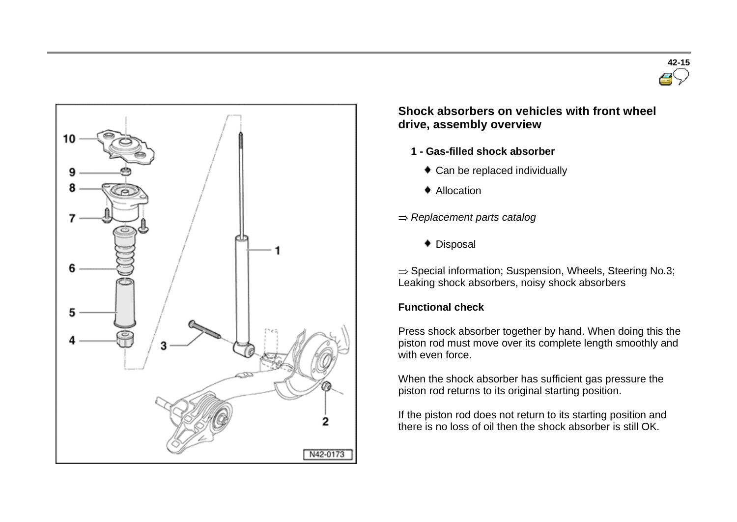## Shock absorbers on vehicles with front wheel drive, assembly overview

**1 - Gas-filled shock absorber**

- Can be replaced individually
- Allocation

⇒ *Replacement parts catalog*

- Disposal

⇒ Special information; Suspension, Wheels, Steering No.3; Leaking shock absorbers, noisy shock absorbers

**Functional check**

Press shock absorber together by hand. When doing this the piston rod must move over its complete length smoothly and with even force.

When the shock absorber has sufficient gas pressure the piston rod returns to its original starting position.

If the piston rod does not return to its starting position and there is no loss of oil then the shock absorber is still OK.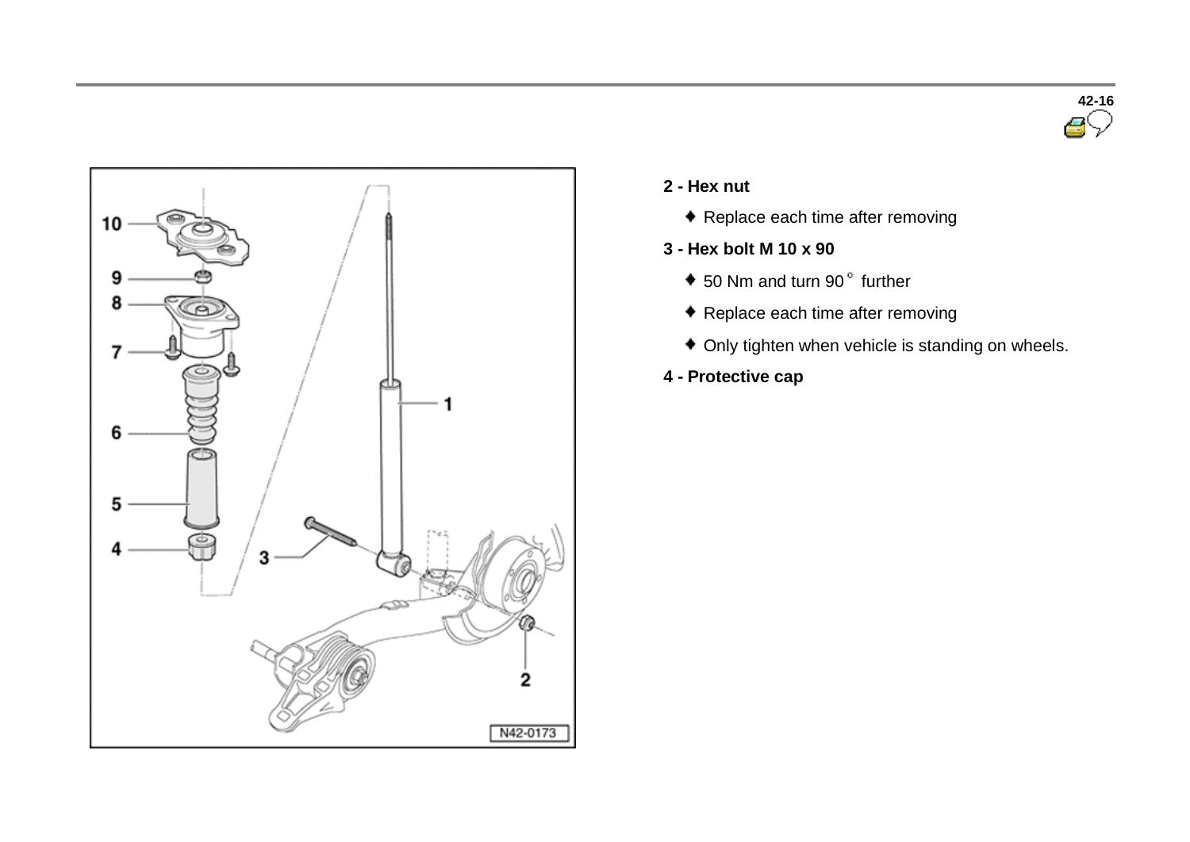**2 - Hex nut**

- Replace each time after removing

**3 - Hex bolt M 10 x 90**

- 50 Nm and turn 90° further
- Replace each time after removing
- Only tighten when vehicle is standing on wheels.

**4 - Protective cap**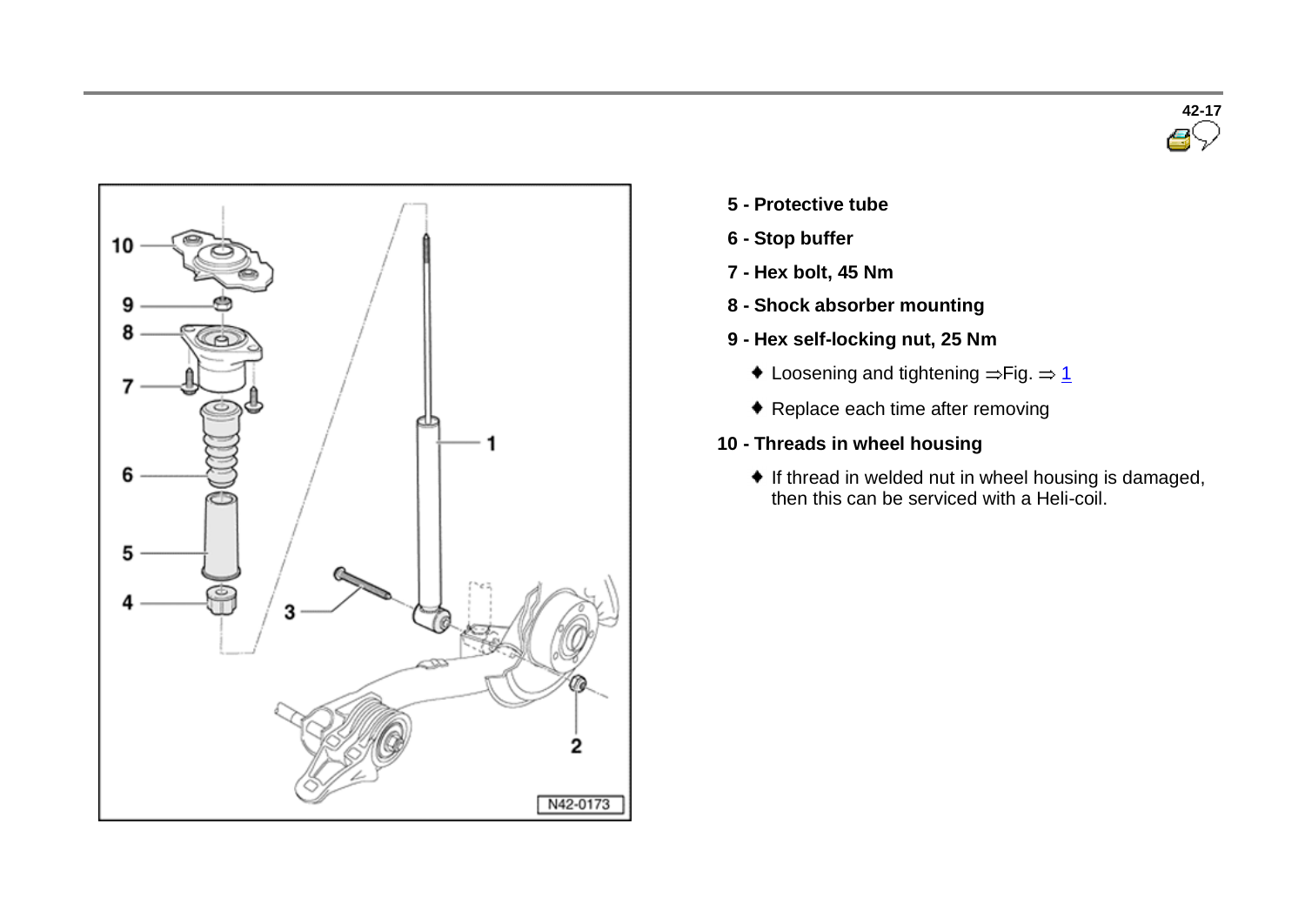- **5 - Protective tube**
- **6 - Stop buffer**
- **7 - Hex bolt, 45 Nm**
- **8 - Shock absorber mounting**
- **9 - Hex self-locking nut, 25 Nm**
  - Loosening and tightening ⇒Fig. ⇒ 1
  - Replace each time after removing
- **10 - Threads in wheel housing**
  - If thread in welded nut in wheel housing is damaged, then this can be serviced with a Heli-coil.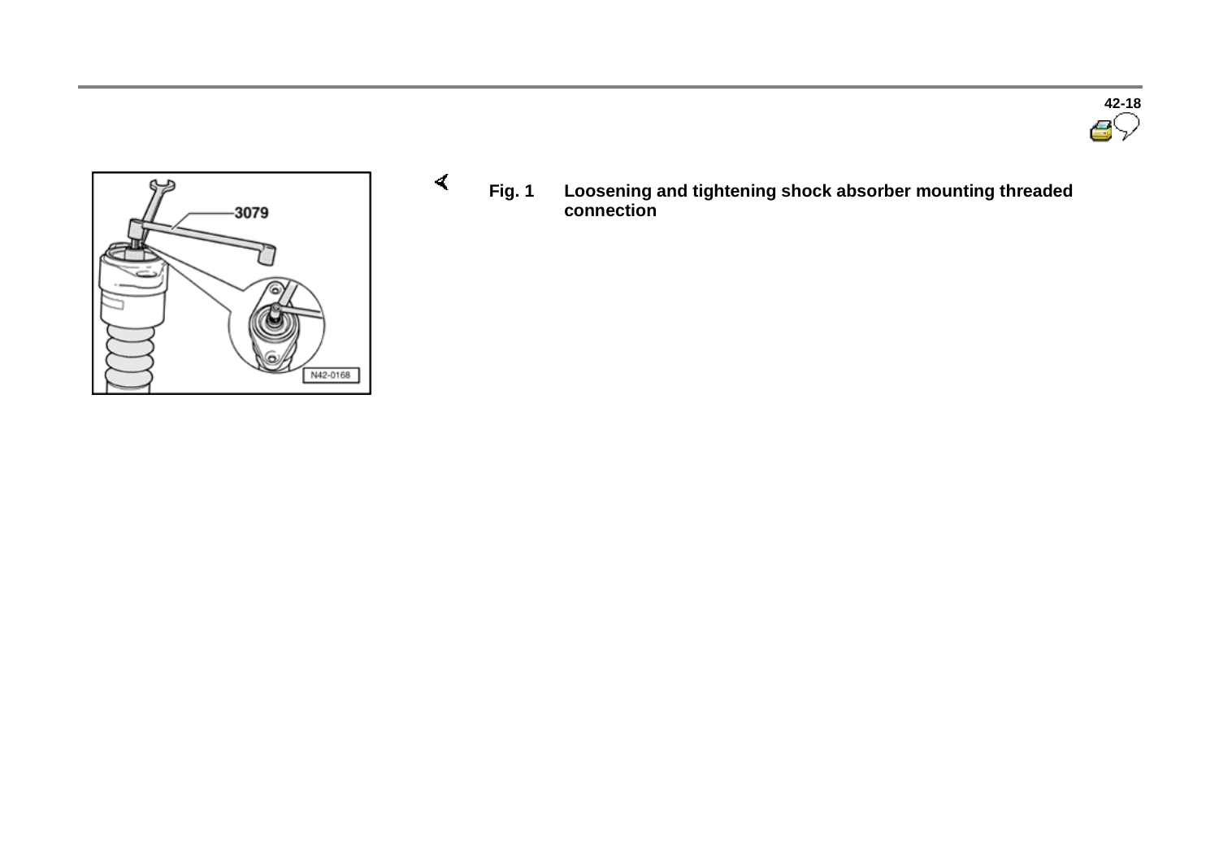**Fig. 1 Loosening and tightening shock absorber mounting threaded connection**